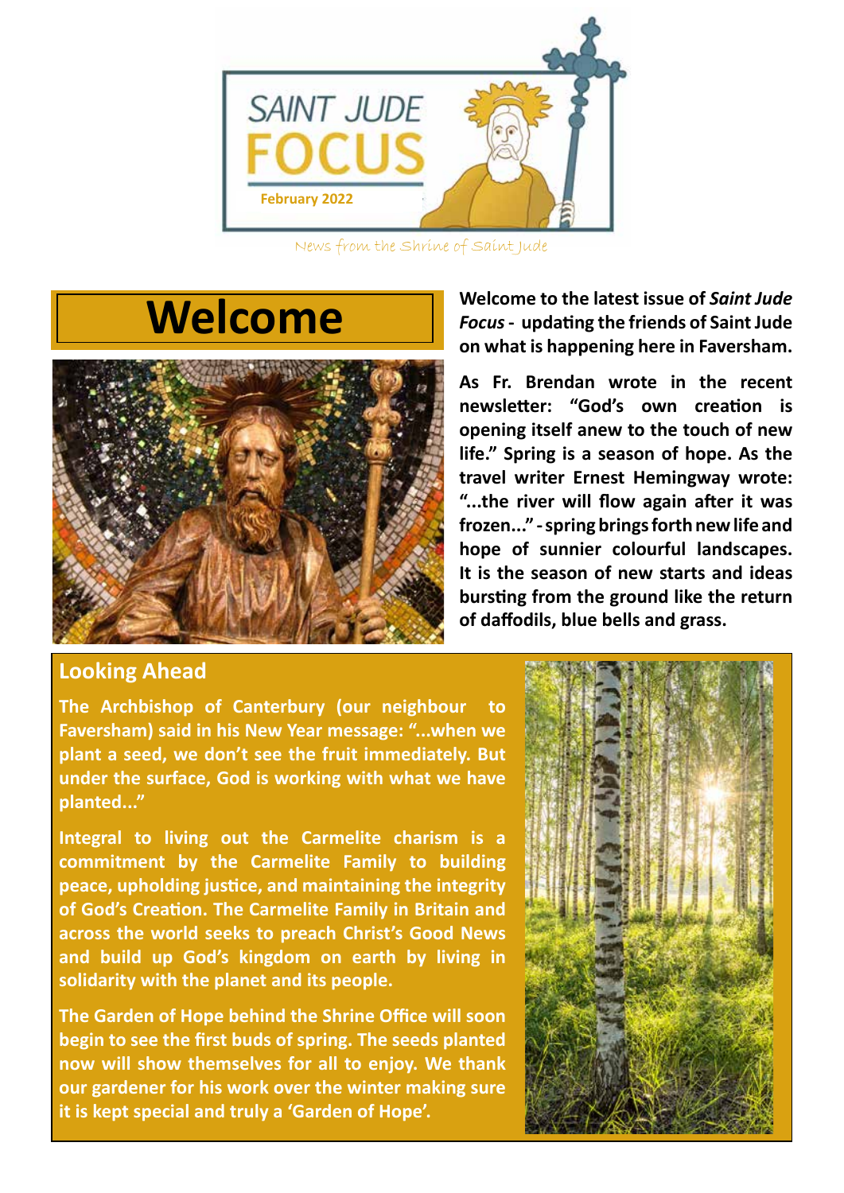# SAINT JUDE FOCUS

February 2022

News from the Shrine of Saint Jude

## Welcome

**Welcome to the latest issue of *Saint Jude Focus* - updating the friends of Saint Jude on what is happening here in Faversham.**

**As Fr. Brendan wrote in the recent newsletter: "God's own creation is opening itself anew to the touch of new life." Spring is a season of hope. As the travel writer Ernest Hemingway wrote: "...the river will flow again after it was frozen..." - spring brings forth new life and hope of sunnier colourful landscapes. It is the season of new starts and ideas bursting from the ground like the return of daffodils, blue bells and grass.**

## Looking Ahead

**The Archbishop of Canterbury (our neighbour to Faversham) said in his New Year message: "...when we plant a seed, we don't see the fruit immediately. But under the surface, God is working with what we have planted..."**

**Integral to living out the Carmelite charism is a commitment by the Carmelite Family to building peace, upholding justice, and maintaining the integrity of God's Creation. The Carmelite Family in Britain and across the world seeks to preach Christ's Good News and build up God's kingdom on earth by living in solidarity with the planet and its people.**

**The Garden of Hope behind the Shrine Office will soon begin to see the first buds of spring. The seeds planted now will show themselves for all to enjoy. We thank our gardener for his work over the winter making sure it is kept special and truly a 'Garden of Hope'.**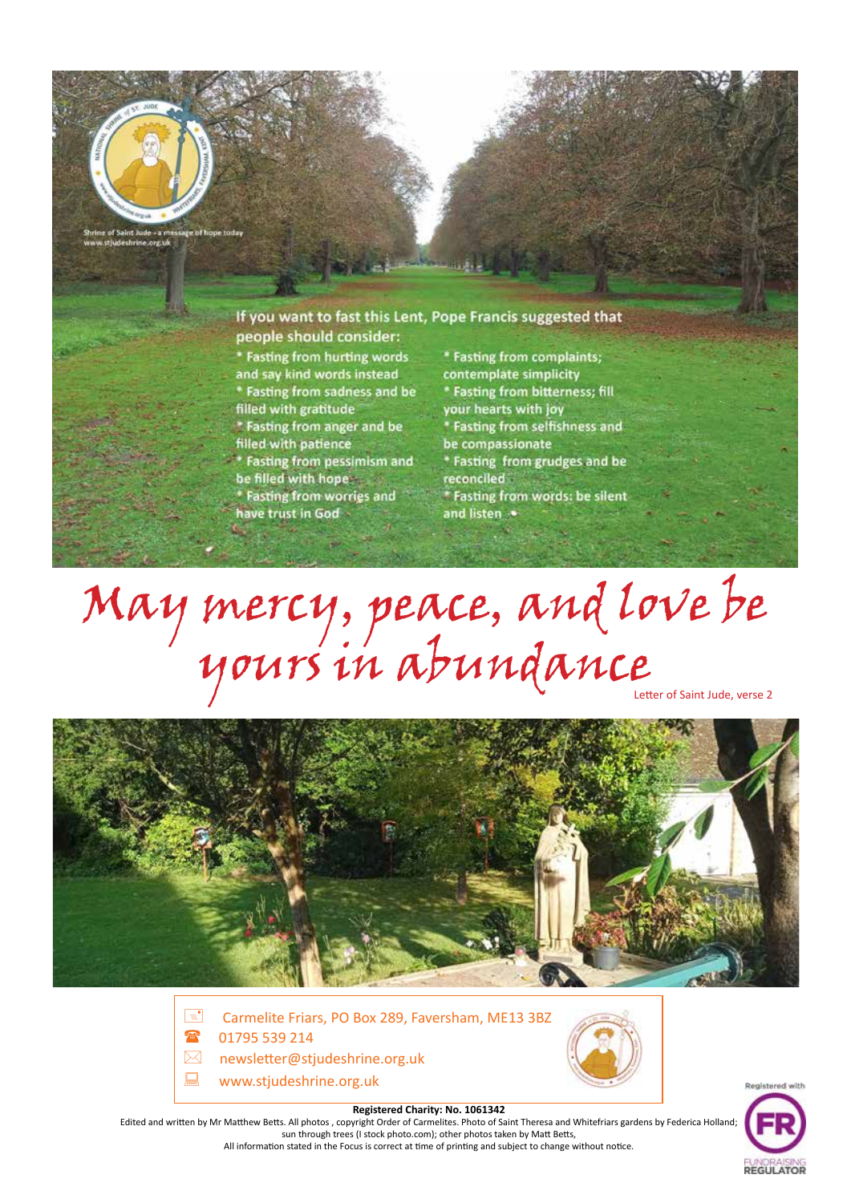Shrine of Saint Jude - a message of hope today
www.stjudeshrine.org.uk

If you want to fast this Lent, Pope Francis suggested that people should consider:

* Fasting from hurting words and say kind words instead
* Fasting from sadness and be filled with gratitude
* Fasting from anger and be filled with patience
* Fasting from pessimism and be filled with hope
* Fasting from worries and have trust in God
* Fasting from complaints; contemplate simplicity
* Fasting from bitterness; fill your hearts with joy
* Fasting from selfishness and be compassionate
* Fasting from grudges and be reconciled
* Fasting from words: be silent and listen

# *May mercy, peace, and love be yours in abundance*

Letter of Saint Jude, verse 2

Carmelite Friars, PO Box 289, Faversham, ME13 3BZ
01795 539 214
newsletter@stjudeshrine.org.uk
www.stjudeshrine.org.uk

**Registered Charity: No. 1061342**

Edited and written by Mr Matthew Betts. All photos , copyright Order of Carmelites. Photo of Saint Theresa and Whitefriars gardens by Federica Holland; sun through trees (I stock photo.com); other photos taken by Matt Betts,
All information stated in the Focus is correct at time of printing and subject to change without notice.

Registered with FR FUNDRAISING REGULATOR